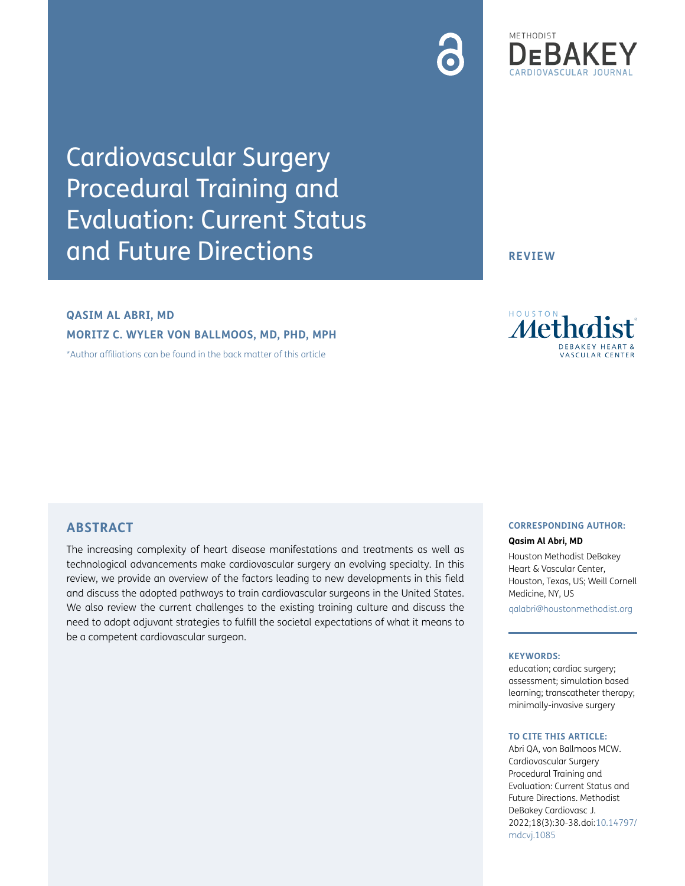# Cardiovascular Surgery Procedural Training and Evaluation: Current Status and Future Directions

**REVIEW**

**QASIM AL ABRI, MD**

**MORITZ C. WYLER VON BALLMOOS, MD, PHD, MPH**

*Author affiliations can be found in the back matter of this article

## ABSTRACT

The increasing complexity of heart disease manifestations and treatments as well as technological advancements make cardiovascular surgery an evolving specialty. In this review, we provide an overview of the factors leading to new developments in this field and discuss the adopted pathways to train cardiovascular surgeons in the United States. We also review the current challenges to the existing training culture and discuss the need to adopt adjuvant strategies to fulfill the societal expectations of what it means to be a competent cardiovascular surgeon.

**CORRESPONDING AUTHOR:**

**Qasim Al Abri, MD**

Houston Methodist DeBakey Heart & Vascular Center, Houston, Texas, US; Weill Cornell Medicine, NY, US

qalabri@houstonmethodist.org

**KEYWORDS:**

education; cardiac surgery; assessment; simulation based learning; transcatheter therapy; minimally-invasive surgery

**TO CITE THIS ARTICLE:**

Abri QA, von Ballmoos MCW. Cardiovascular Surgery Procedural Training and Evaluation: Current Status and Future Directions. Methodist DeBakey Cardiovasc J. 2022;18(3):30-38.doi:10.14797/mdcvj.1085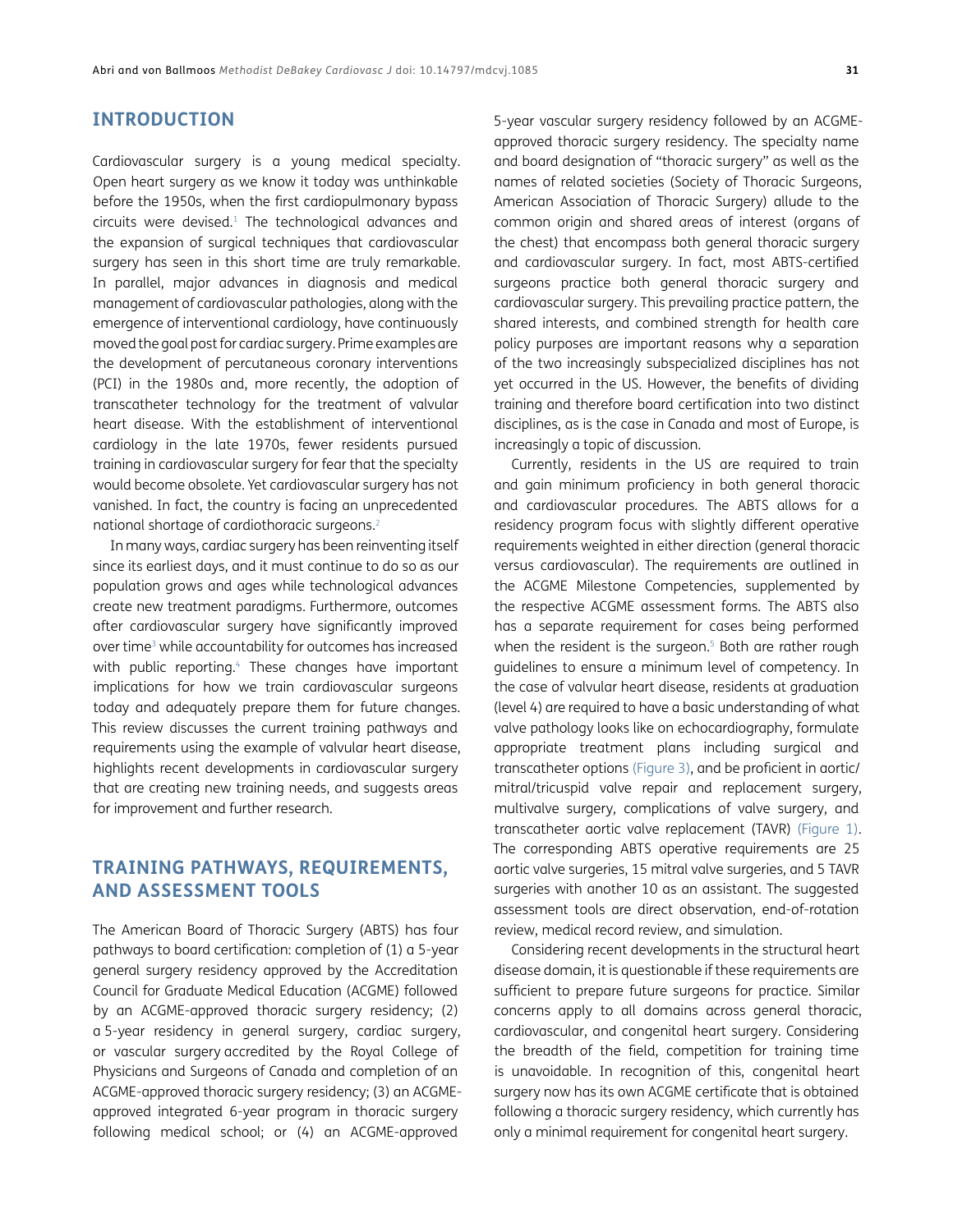## INTRODUCTION

Cardiovascular surgery is a young medical specialty. Open heart surgery as we know it today was unthinkable before the 1950s, when the first cardiopulmonary bypass circuits were devised.[1] The technological advances and the expansion of surgical techniques that cardiovascular surgery has seen in this short time are truly remarkable. In parallel, major advances in diagnosis and medical management of cardiovascular pathologies, along with the emergence of interventional cardiology, have continuously moved the goal post for cardiac surgery. Prime examples are the development of percutaneous coronary interventions (PCI) in the 1980s and, more recently, the adoption of transcatheter technology for the treatment of valvular heart disease. With the establishment of interventional cardiology in the late 1970s, fewer residents pursued training in cardiovascular surgery for fear that the specialty would become obsolete. Yet cardiovascular surgery has not vanished. In fact, the country is facing an unprecedented national shortage of cardiothoracic surgeons.[2]

In many ways, cardiac surgery has been reinventing itself since its earliest days, and it must continue to do so as our population grows and ages while technological advances create new treatment paradigms. Furthermore, outcomes after cardiovascular surgery have significantly improved over time[3] while accountability for outcomes has increased with public reporting.[4] These changes have important implications for how we train cardiovascular surgeons today and adequately prepare them for future changes. This review discusses the current training pathways and requirements using the example of valvular heart disease, highlights recent developments in cardiovascular surgery that are creating new training needs, and suggests areas for improvement and further research.

## TRAINING PATHWAYS, REQUIREMENTS, AND ASSESSMENT TOOLS

The American Board of Thoracic Surgery (ABTS) has four pathways to board certification: completion of (1) a 5-year general surgery residency approved by the Accreditation Council for Graduate Medical Education (ACGME) followed by an ACGME-approved thoracic surgery residency; (2) a 5-year residency in general surgery, cardiac surgery, or vascular surgery accredited by the Royal College of Physicians and Surgeons of Canada and completion of an ACGME-approved thoracic surgery residency; (3) an ACGME-approved integrated 6-year program in thoracic surgery following medical school; or (4) an ACGME-approved 5-year vascular surgery residency followed by an ACGME-approved thoracic surgery residency. The specialty name and board designation of "thoracic surgery" as well as the names of related societies (Society of Thoracic Surgeons, American Association of Thoracic Surgery) allude to the common origin and shared areas of interest (organs of the chest) that encompass both general thoracic surgery and cardiovascular surgery. In fact, most ABTS-certified surgeons practice both general thoracic surgery and cardiovascular surgery. This prevailing practice pattern, the shared interests, and combined strength for health care policy purposes are important reasons why a separation of the two increasingly subspecialized disciplines has not yet occurred in the US. However, the benefits of dividing training and therefore board certification into two distinct disciplines, as is the case in Canada and most of Europe, is increasingly a topic of discussion.

Currently, residents in the US are required to train and gain minimum proficiency in both general thoracic and cardiovascular procedures. The ABTS allows for a residency program focus with slightly different operative requirements weighted in either direction (general thoracic versus cardiovascular). The requirements are outlined in the ACGME Milestone Competencies, supplemented by the respective ACGME assessment forms. The ABTS also has a separate requirement for cases being performed when the resident is the surgeon.[5] Both are rather rough guidelines to ensure a minimum level of competency. In the case of valvular heart disease, residents at graduation (level 4) are required to have a basic understanding of what valve pathology looks like on echocardiography, formulate appropriate treatment plans including surgical and transcatheter options (Figure 3), and be proficient in aortic/mitral/tricuspid valve repair and replacement surgery, multivalve surgery, complications of valve surgery, and transcatheter aortic valve replacement (TAVR) (Figure 1). The corresponding ABTS operative requirements are 25 aortic valve surgeries, 15 mitral valve surgeries, and 5 TAVR surgeries with another 10 as an assistant. The suggested assessment tools are direct observation, end-of-rotation review, medical record review, and simulation.

Considering recent developments in the structural heart disease domain, it is questionable if these requirements are sufficient to prepare future surgeons for practice. Similar concerns apply to all domains across general thoracic, cardiovascular, and congenital heart surgery. Considering the breadth of the field, competition for training time is unavoidable. In recognition of this, congenital heart surgery now has its own ACGME certificate that is obtained following a thoracic surgery residency, which currently has only a minimal requirement for congenital heart surgery.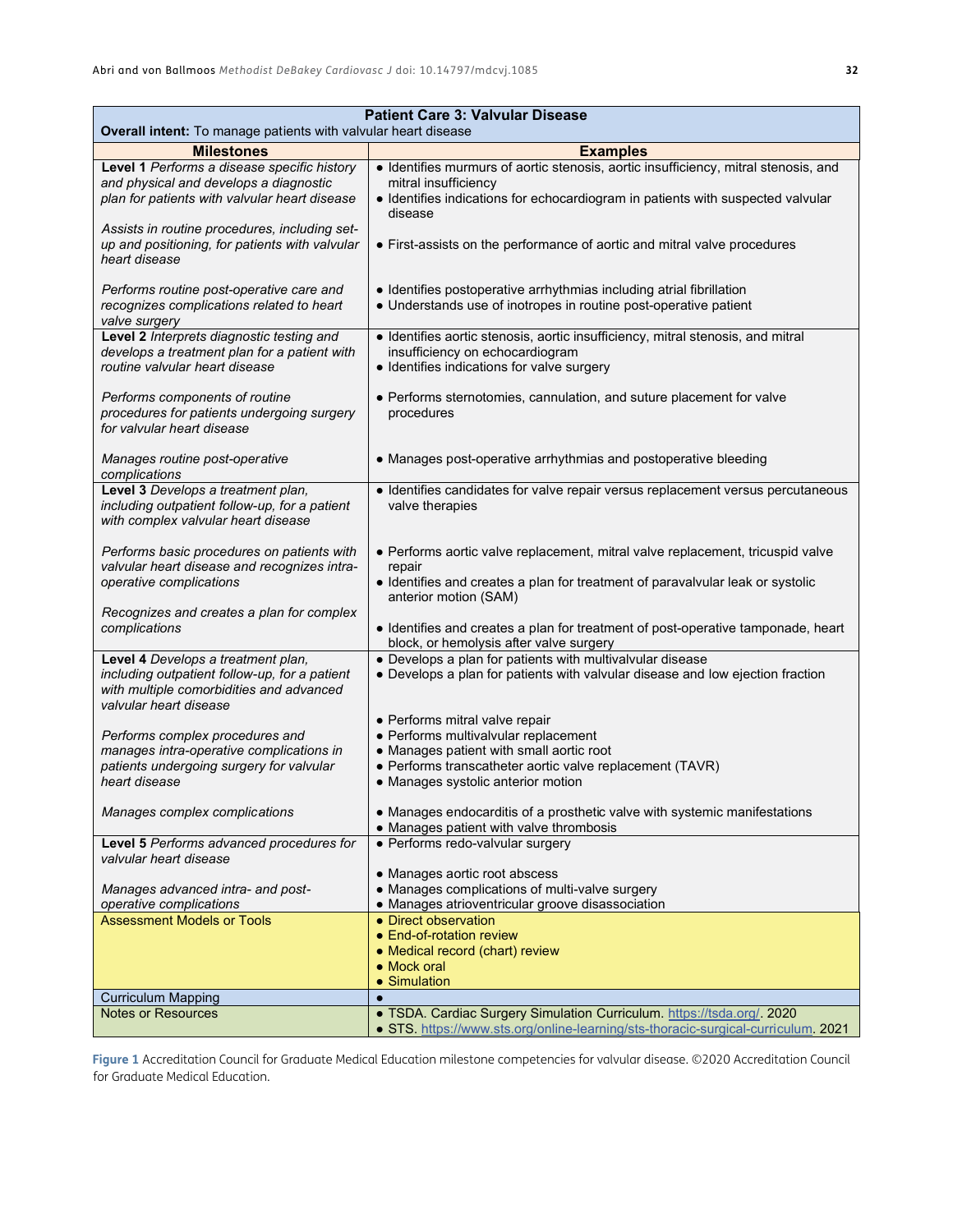| Patient Care 3: Valvular Disease<br>**Overall intent:** To manage patients with valvular heart disease | |
|---|---|
| **Milestones** | **Examples** |
| **Level 1** *Performs a disease specific history and physical and develops a diagnostic plan for patients with valvular heart disease*<br><br>*Assists in routine procedures, including set-up and positioning, for patients with valvular heart disease*<br><br>*Performs routine post-operative care and recognizes complications related to heart valve surgery* | • Identifies murmurs of aortic stenosis, aortic insufficiency, mitral stenosis, and mitral insufficiency<br>• Identifies indications for echocardiogram in patients with suspected valvular disease<br><br>• First-assists on the performance of aortic and mitral valve procedures<br><br>• Identifies postoperative arrhythmias including atrial fibrillation<br>• Understands use of inotropes in routine post-operative patient |
| **Level 2** *Interprets diagnostic testing and develops a treatment plan for a patient with routine valvular heart disease*<br><br>*Performs components of routine procedures for patients undergoing surgery for valvular heart disease*<br><br>*Manages routine post-operative complications* | • Identifies aortic stenosis, aortic insufficiency, mitral stenosis, and mitral insufficiency on echocardiogram<br>• Identifies indications for valve surgery<br><br>• Performs sternotomies, cannulation, and suture placement for valve procedures<br><br>• Manages post-operative arrhythmias and postoperative bleeding |
| **Level 3** *Develops a treatment plan, including outpatient follow-up, for a patient with complex valvular heart disease*<br><br>*Performs basic procedures on patients with valvular heart disease and recognizes intra-operative complications*<br><br>*Recognizes and creates a plan for complex complications* | • Identifies candidates for valve repair versus replacement versus percutaneous valve therapies<br><br>• Performs aortic valve replacement, mitral valve replacement, tricuspid valve repair<br>• Identifies and creates a plan for treatment of paravalvular leak or systolic anterior motion (SAM)<br><br>• Identifies and creates a plan for treatment of post-operative tamponade, heart block, or hemolysis after valve surgery |
| **Level 4** *Develops a treatment plan, including outpatient follow-up, for a patient with multiple comorbidities and advanced valvular heart disease*<br><br>*Performs complex procedures and manages intra-operative complications in patients undergoing surgery for valvular heart disease*<br><br>*Manages complex complications* | • Develops a plan for patients with multivalvular disease<br>• Develops a plan for patients with valvular disease and low ejection fraction<br><br>• Performs mitral valve repair<br>• Performs multivalvular replacement<br>• Manages patient with small aortic root<br>• Performs transcatheter aortic valve replacement (TAVR)<br>• Manages systolic anterior motion<br><br>• Manages endocarditis of a prosthetic valve with systemic manifestations<br>• Manages patient with valve thrombosis |
| **Level 5** *Performs advanced procedures for valvular heart disease*<br><br>*Manages advanced intra- and post-operative complications* | • Performs redo-valvular surgery<br><br>• Manages aortic root abscess<br>• Manages complications of multi-valve surgery<br>• Manages atrioventricular groove disassociation |
| Assessment Models or Tools | • Direct observation<br>• End-of-rotation review<br>• Medical record (chart) review<br>• Mock oral<br>• Simulation |
| Curriculum Mapping | • |
| Notes or Resources | • TSDA. Cardiac Surgery Simulation Curriculum. https://tsda.org/. 2020<br>• STS. https://www.sts.org/online-learning/sts-thoracic-surgical-curriculum. 2021 |

**Figure 1** Accreditation Council for Graduate Medical Education milestone competencies for valvular disease. ©2020 Accreditation Council for Graduate Medical Education.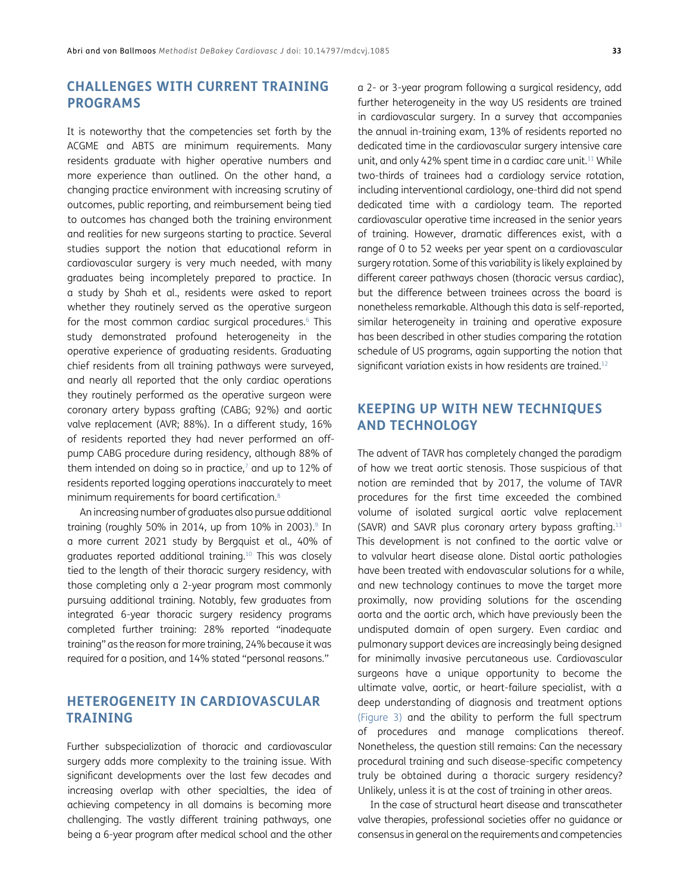## CHALLENGES WITH CURRENT TRAINING PROGRAMS

It is noteworthy that the competencies set forth by the ACGME and ABTS are minimum requirements. Many residents graduate with higher operative numbers and more experience than outlined. On the other hand, a changing practice environment with increasing scrutiny of outcomes, public reporting, and reimbursement being tied to outcomes has changed both the training environment and realities for new surgeons starting to practice. Several studies support the notion that educational reform in cardiovascular surgery is very much needed, with many graduates being incompletely prepared to practice. In a study by Shah et al., residents were asked to report whether they routinely served as the operative surgeon for the most common cardiac surgical procedures.[6] This study demonstrated profound heterogeneity in the operative experience of graduating residents. Graduating chief residents from all training pathways were surveyed, and nearly all reported that the only cardiac operations they routinely performed as the operative surgeon were coronary artery bypass grafting (CABG; 92%) and aortic valve replacement (AVR; 88%). In a different study, 16% of residents reported they had never performed an off-pump CABG procedure during residency, although 88% of them intended on doing so in practice,[7] and up to 12% of residents reported logging operations inaccurately to meet minimum requirements for board certification.[8]

An increasing number of graduates also pursue additional training (roughly 50% in 2014, up from 10% in 2003).[9] In a more current 2021 study by Bergquist et al., 40% of graduates reported additional training.[10] This was closely tied to the length of their thoracic surgery residency, with those completing only a 2-year program most commonly pursuing additional training. Notably, few graduates from integrated 6-year thoracic surgery residency programs completed further training: 28% reported "inadequate training" as the reason for more training, 24% because it was required for a position, and 14% stated "personal reasons."

## HETEROGENEITY IN CARDIOVASCULAR TRAINING

Further subspecialization of thoracic and cardiovascular surgery adds more complexity to the training issue. With significant developments over the last few decades and increasing overlap with other specialties, the idea of achieving competency in all domains is becoming more challenging. The vastly different training pathways, one being a 6-year program after medical school and the other a 2- or 3-year program following a surgical residency, add further heterogeneity in the way US residents are trained in cardiovascular surgery. In a survey that accompanies the annual in-training exam, 13% of residents reported no dedicated time in the cardiovascular surgery intensive care unit, and only 42% spent time in a cardiac care unit.[11] While two-thirds of trainees had a cardiology service rotation, including interventional cardiology, one-third did not spend dedicated time with a cardiology team. The reported cardiovascular operative time increased in the senior years of training. However, dramatic differences exist, with a range of 0 to 52 weeks per year spent on a cardiovascular surgery rotation. Some of this variability is likely explained by different career pathways chosen (thoracic versus cardiac), but the difference between trainees across the board is nonetheless remarkable. Although this data is self-reported, similar heterogeneity in training and operative exposure has been described in other studies comparing the rotation schedule of US programs, again supporting the notion that significant variation exists in how residents are trained.[12]

## KEEPING UP WITH NEW TECHNIQUES AND TECHNOLOGY

The advent of TAVR has completely changed the paradigm of how we treat aortic stenosis. Those suspicious of that notion are reminded that by 2017, the volume of TAVR procedures for the first time exceeded the combined volume of isolated surgical aortic valve replacement (SAVR) and SAVR plus coronary artery bypass grafting.[13] This development is not confined to the aortic valve or to valvular heart disease alone. Distal aortic pathologies have been treated with endovascular solutions for a while, and new technology continues to move the target more proximally, now providing solutions for the ascending aorta and the aortic arch, which have previously been the undisputed domain of open surgery. Even cardiac and pulmonary support devices are increasingly being designed for minimally invasive percutaneous use. Cardiovascular surgeons have a unique opportunity to become the ultimate valve, aortic, or heart-failure specialist, with a deep understanding of diagnosis and treatment options (Figure 3) and the ability to perform the full spectrum of procedures and manage complications thereof. Nonetheless, the question still remains: Can the necessary procedural training and such disease-specific competency truly be obtained during a thoracic surgery residency? Unlikely, unless it is at the cost of training in other areas.

In the case of structural heart disease and transcatheter valve therapies, professional societies offer no guidance or consensus in general on the requirements and competencies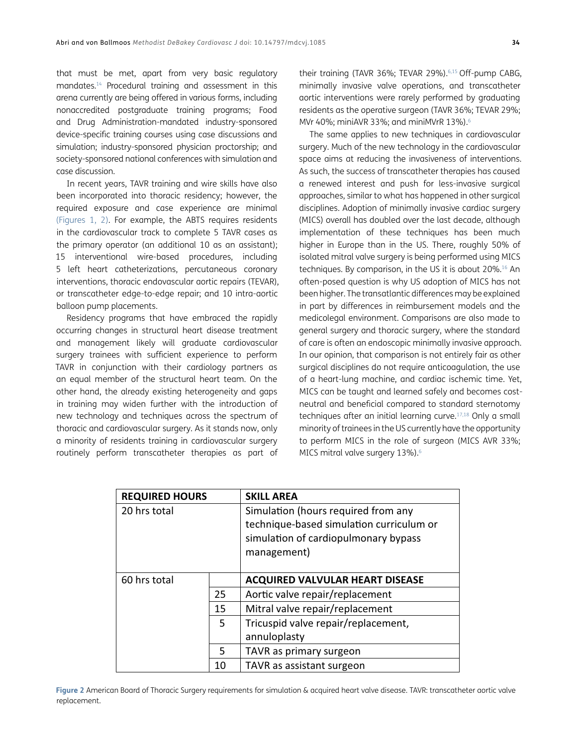that must be met, apart from very basic regulatory mandates.[14] Procedural training and assessment in this arena currently are being offered in various forms, including nonaccredited postgraduate training programs; Food and Drug Administration-mandated industry-sponsored device-specific training courses using case discussions and simulation; industry-sponsored physician proctorship; and society-sponsored national conferences with simulation and case discussion.

In recent years, TAVR training and wire skills have also been incorporated into thoracic residency; however, the required exposure and case experience are minimal (Figures 1, 2). For example, the ABTS requires residents in the cardiovascular track to complete 5 TAVR cases as the primary operator (an additional 10 as an assistant); 15 interventional wire-based procedures, including 5 left heart catheterizations, percutaneous coronary interventions, thoracic endovascular aortic repairs (TEVAR), or transcatheter edge-to-edge repair; and 10 intra-aortic balloon pump placements.

Residency programs that have embraced the rapidly occurring changes in structural heart disease treatment and management likely will graduate cardiovascular surgery trainees with sufficient experience to perform TAVR in conjunction with their cardiology partners as an equal member of the structural heart team. On the other hand, the already existing heterogeneity and gaps in training may widen further with the introduction of new technology and techniques across the spectrum of thoracic and cardiovascular surgery. As it stands now, only a minority of residents training in cardiovascular surgery routinely perform transcatheter therapies as part of their training (TAVR 36%; TEVAR 29%).[6,15] Off-pump CABG, minimally invasive valve operations, and transcatheter aortic interventions were rarely performed by graduating residents as the operative surgeon (TAVR 36%; TEVAR 29%; MVr 40%; miniAVR 33%; and miniMVrR 13%).[6]

The same applies to new techniques in cardiovascular surgery. Much of the new technology in the cardiovascular space aims at reducing the invasiveness of interventions. As such, the success of transcatheter therapies has caused a renewed interest and push for less-invasive surgical approaches, similar to what has happened in other surgical disciplines. Adoption of minimally invasive cardiac surgery (MICS) overall has doubled over the last decade, although implementation of these techniques has been much higher in Europe than in the US. There, roughly 50% of isolated mitral valve surgery is being performed using MICS techniques. By comparison, in the US it is about 20%.[16] An often-posed question is why US adoption of MICS has not been higher. The transatlantic differences may be explained in part by differences in reimbursement models and the medicolegal environment. Comparisons are also made to general surgery and thoracic surgery, where the standard of care is often an endoscopic minimally invasive approach. In our opinion, that comparison is not entirely fair as other surgical disciplines do not require anticoagulation, the use of a heart-lung machine, and cardiac ischemic time. Yet, MICS can be taught and learned safely and becomes cost-neutral and beneficial compared to standard sternotomy techniques after an initial learning curve.[17,18] Only a small minority of trainees in the US currently have the opportunity to perform MICS in the role of surgeon (MICS AVR 33%; MICS mitral valve surgery 13%).[6]

| **REQUIRED HOURS** | | **SKILL AREA** |
|---|---|---|
| 20 hrs total | | Simulation (hours required from any technique-based simulation curriculum or simulation of cardiopulmonary bypass management) |
| 60 hrs total | | **ACQUIRED VALVULAR HEART DISEASE** |
| | 25 | Aortic valve repair/replacement |
| | 15 | Mitral valve repair/replacement |
| | 5 | Tricuspid valve repair/replacement, annuloplasty |
| | 5 | TAVR as primary surgeon |
| | 10 | TAVR as assistant surgeon |

**Figure 2** American Board of Thoracic Surgery requirements for simulation & acquired heart valve disease. TAVR: transcatheter aortic valve replacement.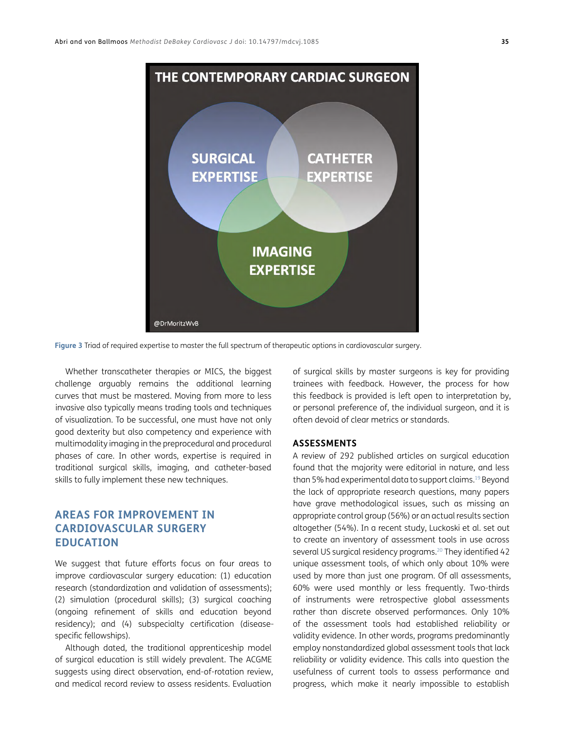THE CONTEMPORARY CARDIAC SURGEON

SURGICAL EXPERTISE

CATHETER EXPERTISE

IMAGING EXPERTISE

@DrMoritzWvB

**Figure 3** Triad of required expertise to master the full spectrum of therapeutic options in cardiovascular surgery.

Whether transcatheter therapies or MICS, the biggest challenge arguably remains the additional learning curves that must be mastered. Moving from more to less invasive also typically means trading tools and techniques of visualization. To be successful, one must have not only good dexterity but also competency and experience with multimodality imaging in the preprocedural and procedural phases of care. In other words, expertise is required in traditional surgical skills, imaging, and catheter-based skills to fully implement these new techniques.

## AREAS FOR IMPROVEMENT IN CARDIOVASCULAR SURGERY EDUCATION

We suggest that future efforts focus on four areas to improve cardiovascular surgery education: (1) education research (standardization and validation of assessments); (2) simulation (procedural skills); (3) surgical coaching (ongoing refinement of skills and education beyond residency); and (4) subspecialty certification (disease-specific fellowships).

Although dated, the traditional apprenticeship model of surgical education is still widely prevalent. The ACGME suggests using direct observation, end-of-rotation review, and medical record review to assess residents. Evaluation of surgical skills by master surgeons is key for providing trainees with feedback. However, the process for how this feedback is provided is left open to interpretation by, or personal preference of, the individual surgeon, and it is often devoid of clear metrics or standards.

### ASSESSMENTS

A review of 292 published articles on surgical education found that the majority were editorial in nature, and less than 5% had experimental data to support claims.[19] Beyond the lack of appropriate research questions, many papers have grave methodological issues, such as missing an appropriate control group (56%) or an actual results section altogether (54%). In a recent study, Luckoski et al. set out to create an inventory of assessment tools in use across several US surgical residency programs.[20] They identified 42 unique assessment tools, of which only about 10% were used by more than just one program. Of all assessments, 60% were used monthly or less frequently. Two-thirds of instruments were retrospective global assessments rather than discrete observed performances. Only 10% of the assessment tools had established reliability or validity evidence. In other words, programs predominantly employ nonstandardized global assessment tools that lack reliability or validity evidence. This calls into question the usefulness of current tools to assess performance and progress, which make it nearly impossible to establish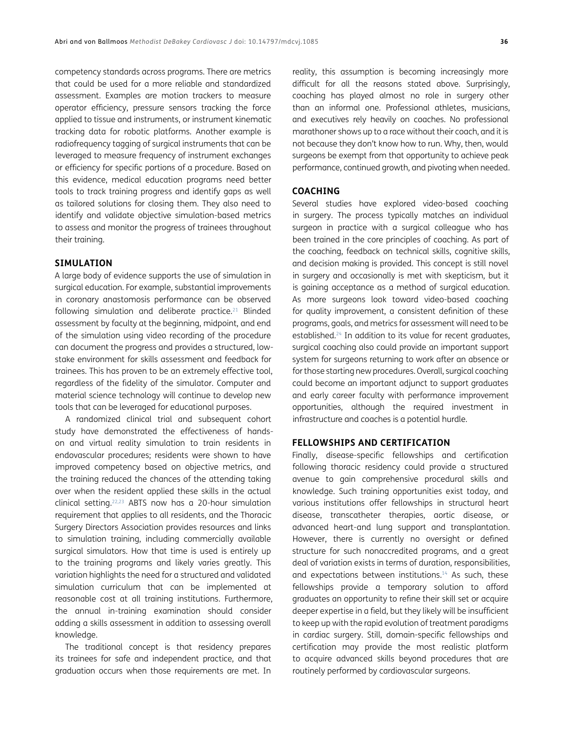competency standards across programs. There are metrics that could be used for a more reliable and standardized assessment. Examples are motion trackers to measure operator efficiency, pressure sensors tracking the force applied to tissue and instruments, or instrument kinematic tracking data for robotic platforms. Another example is radiofrequency tagging of surgical instruments that can be leveraged to measure frequency of instrument exchanges or efficiency for specific portions of a procedure. Based on this evidence, medical education programs need better tools to track training progress and identify gaps as well as tailored solutions for closing them. They also need to identify and validate objective simulation-based metrics to assess and monitor the progress of trainees throughout their training.

## SIMULATION

A large body of evidence supports the use of simulation in surgical education. For example, substantial improvements in coronary anastomosis performance can be observed following simulation and deliberate practice.[21] Blinded assessment by faculty at the beginning, midpoint, and end of the simulation using video recording of the procedure can document the progress and provides a structured, low-stake environment for skills assessment and feedback for trainees. This has proven to be an extremely effective tool, regardless of the fidelity of the simulator. Computer and material science technology will continue to develop new tools that can be leveraged for educational purposes.

A randomized clinical trial and subsequent cohort study have demonstrated the effectiveness of hands-on and virtual reality simulation to train residents in endovascular procedures; residents were shown to have improved competency based on objective metrics, and the training reduced the chances of the attending taking over when the resident applied these skills in the actual clinical setting.[22,23] ABTS now has a 20-hour simulation requirement that applies to all residents, and the Thoracic Surgery Directors Association provides resources and links to simulation training, including commercially available surgical simulators. How that time is used is entirely up to the training programs and likely varies greatly. This variation highlights the need for a structured and validated simulation curriculum that can be implemented at reasonable cost at all training institutions. Furthermore, the annual in-training examination should consider adding a skills assessment in addition to assessing overall knowledge.

The traditional concept is that residency prepares its trainees for safe and independent practice, and that graduation occurs when those requirements are met. In reality, this assumption is becoming increasingly more difficult for all the reasons stated above. Surprisingly, coaching has played almost no role in surgery other than an informal one. Professional athletes, musicians, and executives rely heavily on coaches. No professional marathoner shows up to a race without their coach, and it is not because they don't know how to run. Why, then, would surgeons be exempt from that opportunity to achieve peak performance, continued growth, and pivoting when needed.

## COACHING

Several studies have explored video-based coaching in surgery. The process typically matches an individual surgeon in practice with a surgical colleague who has been trained in the core principles of coaching. As part of the coaching, feedback on technical skills, cognitive skills, and decision making is provided. This concept is still novel in surgery and occasionally is met with skepticism, but it is gaining acceptance as a method of surgical education. As more surgeons look toward video-based coaching for quality improvement, a consistent definition of these programs, goals, and metrics for assessment will need to be established.[24] In addition to its value for recent graduates, surgical coaching also could provide an important support system for surgeons returning to work after an absence or for those starting new procedures. Overall, surgical coaching could become an important adjunct to support graduates and early career faculty with performance improvement opportunities, although the required investment in infrastructure and coaches is a potential hurdle.

## FELLOWSHIPS AND CERTIFICATION

Finally, disease-specific fellowships and certification following thoracic residency could provide a structured avenue to gain comprehensive procedural skills and knowledge. Such training opportunities exist today, and various institutions offer fellowships in structural heart disease, transcatheter therapies, aortic disease, or advanced heart-and lung support and transplantation. However, there is currently no oversight or defined structure for such nonaccredited programs, and a great deal of variation exists in terms of duration, responsibilities, and expectations between institutions.[14] As such, these fellowships provide a temporary solution to afford graduates an opportunity to refine their skill set or acquire deeper expertise in a field, but they likely will be insufficient to keep up with the rapid evolution of treatment paradigms in cardiac surgery. Still, domain-specific fellowships and certification may provide the most realistic platform to acquire advanced skills beyond procedures that are routinely performed by cardiovascular surgeons.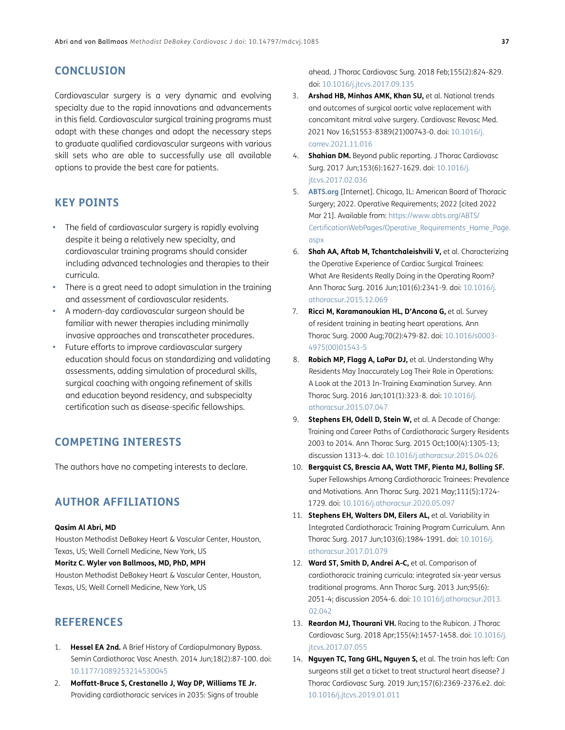## CONCLUSION

Cardiovascular surgery is a very dynamic and evolving specialty due to the rapid innovations and advancements in this field. Cardiovascular surgical training programs must adapt with these changes and adopt the necessary steps to graduate qualified cardiovascular surgeons with various skill sets who are able to successfully use all available options to provide the best care for patients.

## KEY POINTS

- The field of cardiovascular surgery is rapidly evolving despite it being a relatively new specialty, and cardiovascular training programs should consider including advanced technologies and therapies to their curricula.
- There is a great need to adopt simulation in the training and assessment of cardiovascular residents.
- A modern-day cardiovascular surgeon should be familiar with newer therapies including minimally invasive approaches and transcatheter procedures.
- Future efforts to improve cardiovascular surgery education should focus on standardizing and validating assessments, adding simulation of procedural skills, surgical coaching with ongoing refinement of skills and education beyond residency, and subspecialty certification such as disease-specific fellowships.

## COMPETING INTERESTS

The authors have no competing interests to declare.

## AUTHOR AFFILIATIONS

**Qasim Al Abri, MD**
Houston Methodist DeBakey Heart & Vascular Center, Houston, Texas, US; Weill Cornell Medicine, New York, US

**Moritz C. Wyler von Ballmoos, MD, PhD, MPH**
Houston Methodist DeBakey Heart & Vascular Center, Houston, Texas, US; Weill Cornell Medicine, New York, US

## REFERENCES

1. **Hessel EA 2nd.** A Brief History of Cardiopulmonary Bypass. Semin Cardiothorac Vasc Anesth. 2014 Jun;18(2):87-100. doi: 10.1177/1089253214530045
2. **Moffatt-Bruce S, Crestanello J, Way DP, Williams TE Jr.** Providing cardiothoracic services in 2035: Signs of trouble ahead. J Thorac Cardiovasc Surg. 2018 Feb;155(2):824-829. doi: 10.1016/j.jtcvs.2017.09.135
3. **Arshad HB, Minhas AMK, Khan SU,** et al. National trends and outcomes of surgical aortic valve replacement with concomitant mitral valve surgery. Cardiovasc Revasc Med. 2021 Nov 16;S1553-8389(21)00743-0. doi: 10.1016/j.carrev.2021.11.016
4. **Shahian DM.** Beyond public reporting. J Thorac Cardiovasc Surg. 2017 Jun;153(6):1627-1629. doi: 10.1016/j.jtcvs.2017.02.036
5. **ABTS.org** [Internet]. Chicago, IL: American Board of Thoracic Surgery; 2022. Operative Requirements; 2022 [cited 2022 Mar 21]. Available from: https://www.abts.org/ABTS/CertificationWebPages/Operative_Requirements_Home_Page.aspx
6. **Shah AA, Aftab M, Tchantchaleishvili V,** et al. Characterizing the Operative Experience of Cardiac Surgical Trainees: What Are Residents Really Doing in the Operating Room? Ann Thorac Surg. 2016 Jun;101(6):2341-9. doi: 10.1016/j.athoracsur.2015.12.069
7. **Ricci M, Karamanoukian HL, D'Ancona G,** et al. Survey of resident training in beating heart operations. Ann Thorac Surg. 2000 Aug;70(2):479-82. doi: 10.1016/s0003-4975(00)01543-5
8. **Robich MP, Flagg A, LaPar DJ,** et al. Understanding Why Residents May Inaccurately Log Their Role in Operations: A Look at the 2013 In-Training Examination Survey. Ann Thorac Surg. 2016 Jan;101(1):323-8. doi: 10.1016/j.athoracsur.2015.07.047
9. **Stephens EH, Odell D, Stein W,** et al. A Decade of Change: Training and Career Paths of Cardiothoracic Surgery Residents 2003 to 2014. Ann Thorac Surg. 2015 Oct;100(4):1305-13; discussion 1313-4. doi: 10.1016/j.athoracsur.2015.04.026
10. **Bergquist CS, Brescia AA, Watt TMF, Pienta MJ, Bolling SF.** Super Fellowships Among Cardiothoracic Trainees: Prevalence and Motivations. Ann Thorac Surg. 2021 May;111(5):1724-1729. doi: 10.1016/j.athoracsur.2020.05.097
11. **Stephens EH, Walters DM, Eilers AL,** et al. Variability in Integrated Cardiothoracic Training Program Curriculum. Ann Thorac Surg. 2017 Jun;103(6):1984-1991. doi: 10.1016/j.athoracsur.2017.01.079
12. **Ward ST, Smith D, Andrei A-C,** et al. Comparison of cardiothoracic training curricula: integrated six-year versus traditional programs. Ann Thorac Surg. 2013 Jun;95(6):2051-4; discussion 2054-6. doi: 10.1016/j.athoracsur.2013.02.042
13. **Reardon MJ, Thourani VH.** Racing to the Rubicon. J Thorac Cardiovasc Surg. 2018 Apr;155(4):1457-1458. doi: 10.1016/j.jtcvs.2017.07.055
14. **Nguyen TC, Tang GHL, Nguyen S,** et al. The train has left: Can surgeons still get a ticket to treat structural heart disease? J Thorac Cardiovasc Surg. 2019 Jun;157(6):2369-2376.e2. doi: 10.1016/j.jtcvs.2019.01.011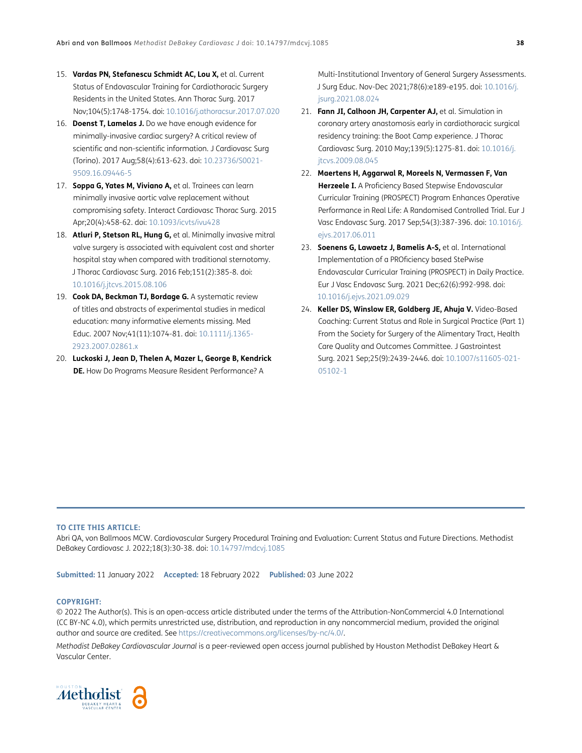15. **Vardas PN, Stefanescu Schmidt AC, Lou X,** et al. Current Status of Endovascular Training for Cardiothoracic Surgery Residents in the United States. Ann Thorac Surg. 2017 Nov;104(5):1748-1754. doi: 10.1016/j.athoracsur.2017.07.020
16. **Doenst T, Lamelas J.** Do we have enough evidence for minimally-invasive cardiac surgery? A critical review of scientific and non-scientific information. J Cardiovasc Surg (Torino). 2017 Aug;58(4):613-623. doi: 10.23736/S0021-9509.16.09446-5
17. **Soppa G, Yates M, Viviano A,** et al. Trainees can learn minimally invasive aortic valve replacement without compromising safety. Interact Cardiovasc Thorac Surg. 2015 Apr;20(4):458-62. doi: 10.1093/icvts/ivu428
18. **Atluri P, Stetson RL, Hung G,** et al. Minimally invasive mitral valve surgery is associated with equivalent cost and shorter hospital stay when compared with traditional sternotomy. J Thorac Cardiovasc Surg. 2016 Feb;151(2):385-8. doi: 10.1016/j.jtcvs.2015.08.106
19. **Cook DA, Beckman TJ, Bordage G.** A systematic review of titles and abstracts of experimental studies in medical education: many informative elements missing. Med Educ. 2007 Nov;41(11):1074-81. doi: 10.1111/j.1365-2923.2007.02861.x
20. **Luckoski J, Jean D, Thelen A, Mazer L, George B, Kendrick DE.** How Do Programs Measure Resident Performance? A Multi-Institutional Inventory of General Surgery Assessments. J Surg Educ. Nov-Dec 2021;78(6):e189-e195. doi: 10.1016/j.jsurg.2021.08.024
21. **Fann JI, Calhoon JH, Carpenter AJ,** et al. Simulation in coronary artery anastomosis early in cardiothoracic surgical residency training: the Boot Camp experience. J Thorac Cardiovasc Surg. 2010 May;139(5):1275-81. doi: 10.1016/j.jtcvs.2009.08.045
22. **Maertens H, Aggarwal R, Moreels N, Vermassen F, Van Herzeele I.** A Proficiency Based Stepwise Endovascular Curricular Training (PROSPECT) Program Enhances Operative Performance in Real Life: A Randomised Controlled Trial. Eur J Vasc Endovasc Surg. 2017 Sep;54(3):387-396. doi: 10.1016/j.ejvs.2017.06.011
23. **Soenens G, Lawaetz J, Bamelis A-S,** et al. International Implementation of a PROficiency based StePwise Endovascular Curricular Training (PROSPECT) in Daily Practice. Eur J Vasc Endovasc Surg. 2021 Dec;62(6):992-998. doi: 10.1016/j.ejvs.2021.09.029
24. **Keller DS, Winslow ER, Goldberg JE, Ahuja V.** Video-Based Coaching: Current Status and Role in Surgical Practice (Part 1) From the Society for Surgery of the Alimentary Tract, Health Care Quality and Outcomes Committee. J Gastrointest Surg. 2021 Sep;25(9):2439-2446. doi: 10.1007/s11605-021-05102-1

**TO CITE THIS ARTICLE:**

Abri QA, von Ballmoos MCW. Cardiovascular Surgery Procedural Training and Evaluation: Current Status and Future Directions. Methodist DeBakey Cardiovasc J. 2022;18(3):30-38. doi: 10.14797/mdcvj.1085

**Submitted:** 11 January 2022 **Accepted:** 18 February 2022 **Published:** 03 June 2022

**COPYRIGHT:**

© 2022 The Author(s). This is an open-access article distributed under the terms of the Attribution-NonCommercial 4.0 International (CC BY-NC 4.0), which permits unrestricted use, distribution, and reproduction in any noncommercial medium, provided the original author and source are credited. See https://creativecommons.org/licenses/by-nc/4.0/.

*Methodist DeBakey Cardiovascular Journal* is a peer-reviewed open access journal published by Houston Methodist DeBakey Heart & Vascular Center.